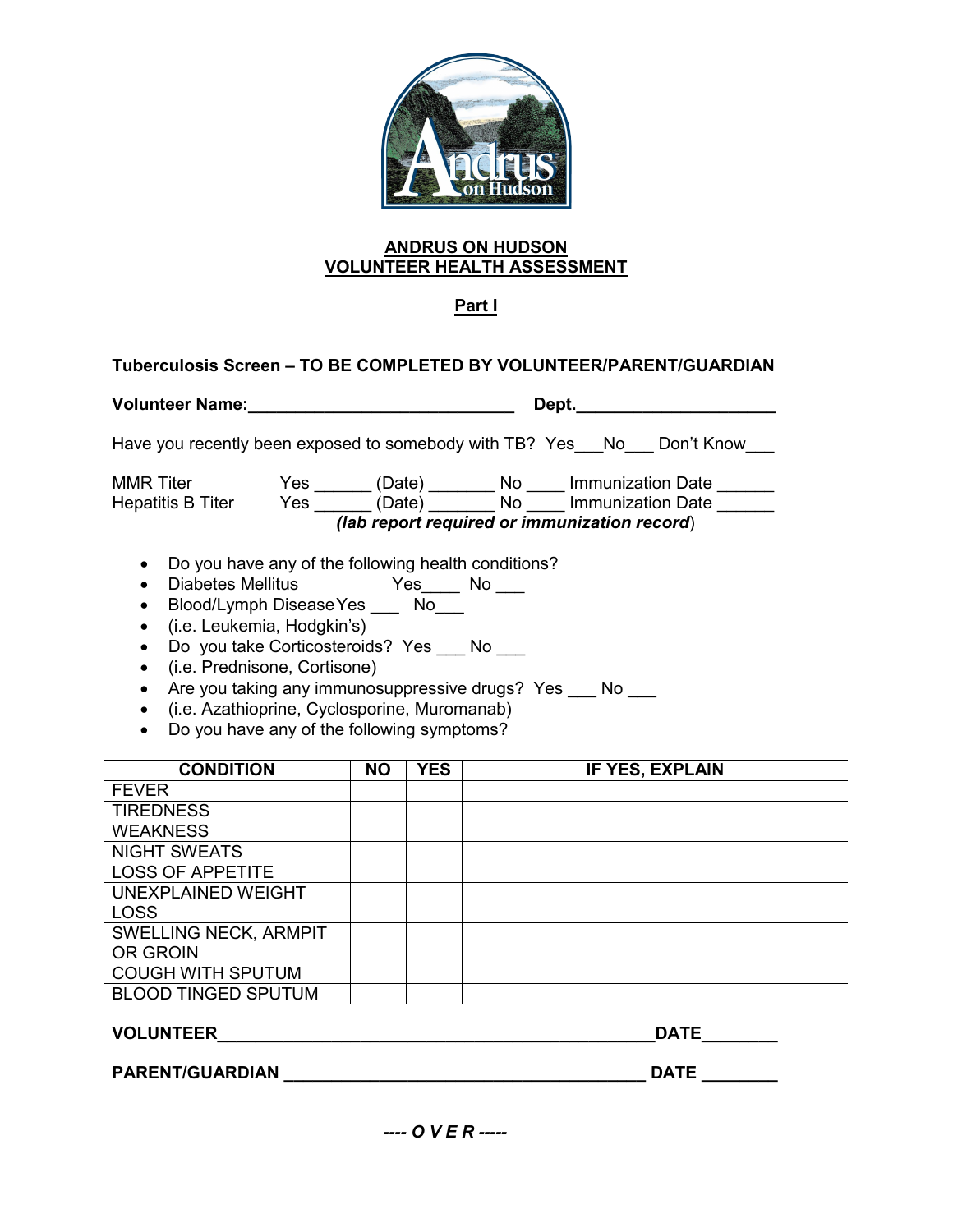# ANDRUS ON HUDSON
# VOLUNTEER HEALTH ASSESSMENT

## Part I

**Tuberculosis Screen – TO BE COMPLETED BY VOLUNTEER/PARENT/GUARDIAN**

**Volunteer Name:____________________________ Dept.____________________**

Have you recently been exposed to somebody with TB? Yes___No___ Don't Know___

MMR Titer Yes ______ (Date) _______ No ____ Immunization Date ______
Hepatitis B Titer Yes ______ (Date) _______ No ____ Immunization Date ______
***(lab report required or immunization record)***

- Do you have any of the following health conditions?
- Diabetes Mellitus Yes____ No ___
- Blood/Lymph Disease Yes ___ No___
- (i.e. Leukemia, Hodgkin's)
- Do you take Corticosteroids? Yes ___ No ___
- (i.e. Prednisone, Cortisone)
- Are you taking any immunosuppressive drugs? Yes ___ No ___
- (i.e. Azathioprine, Cyclosporine, Muromanab)
- Do you have any of the following symptoms?

| CONDITION | NO | YES | IF YES, EXPLAIN |
|---|---|---|---|
| FEVER | | | |
| TIREDNESS | | | |
| WEAKNESS | | | |
| NIGHT SWEATS | | | |
| LOSS OF APPETITE | | | |
| UNEXPLAINED WEIGHT LOSS | | | |
| SWELLING NECK, ARMPIT OR GROIN | | | |
| COUGH WITH SPUTUM | | | |
| BLOOD TINGED SPUTUM | | | |

**VOLUNTEER_______________________________________________DATE________**

**PARENT/GUARDIAN ________________________________________ DATE ________**

***---- O V E R -----***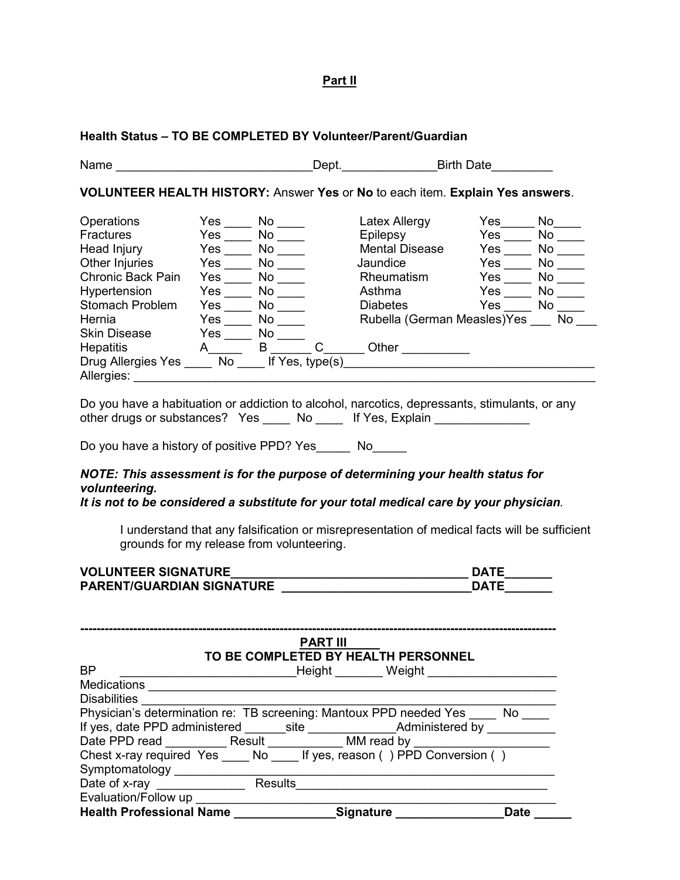## Part II

**Health Status – TO BE COMPLETED BY Volunteer/Parent/Guardian**

Name ____________________________Dept.______________Birth Date_________

**VOLUNTEER HEALTH HISTORY:** Answer **Yes** or **No** to each item. **Explain Yes answers**.

| | | | | | |
|---|---|---|---|---|---|
| Operations | Yes ____ | No ____ | Latex Allergy | Yes_____ | No____ |
| Fractures | Yes ____ | No ____ | Epilepsy | Yes ____ | No ____ |
| Head Injury | Yes ____ | No ____ | Mental Disease | Yes ____ | No ____ |
| Other Injuries | Yes ____ | No ____ | Jaundice | Yes ____ | No ____ |
| Chronic Back Pain | Yes ____ | No ____ | Rheumatism | Yes ____ | No ____ |
| Hypertension | Yes ____ | No ____ | Asthma | Yes ____ | No ____ |
| Stomach Problem | Yes ____ | No ____ | Diabetes | Yes ____ | No ____ |
| Hernia | Yes ____ | No ____ | Rubella (German Measles) | Yes ___ | No ___ |
| Skin Disease | Yes ____ | No ____ | | | |

Hepatitis A_____ B ______ C______ Other __________

Drug Allergies Yes ____ No ____ If Yes, type(s)____________________________________

Allergies: ______________________________________________________________________

Do you have a habituation or addiction to alcohol, narcotics, depressants, stimulants, or any other drugs or substances? Yes ____ No ____ If Yes, Explain ______________

Do you have a history of positive PPD? Yes_____ No_____

***NOTE: This assessment is for the purpose of determining your health status for volunteering.***
***It is not to be considered a substitute for your total medical care by your physician***.

I understand that any falsification or misrepresentation of medical facts will be sufficient grounds for my release from volunteering.

**VOLUNTEER SIGNATURE___________________________________ DATE_______**
**PARENT/GUARDIAN SIGNATURE ____________________________DATE_______**

---

## PART III
### TO BE COMPLETED BY HEALTH PERSONNEL

BP _________________________Height _______ Weight ___________________

Medications _______________________________________________________________

Disabilities ________________________________________________________________

Physician's determination re: TB screening: Mantoux PPD needed Yes ____ No ____

If yes, date PPD administered ______site _____________Administered by __________

Date PPD read _________ Result ___________ MM read by ____________________

Chest x-ray required Yes ____ No ____ If yes, reason ( ) PPD Conversion ( )

Symptomatology ___________________________________________________________

Date of x-ray _____________ Results_____________________________________

Evaluation/Follow up ________________________________________________________

**Health Professional Name _______________Signature ________________Date _____**